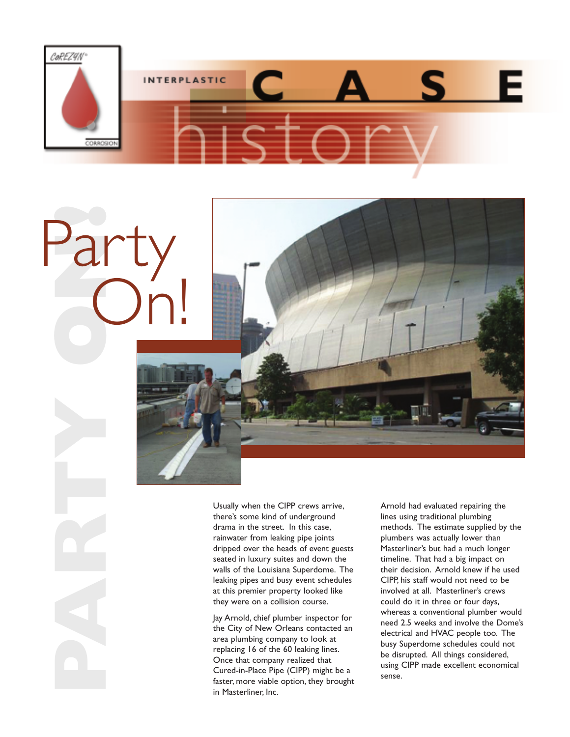# Party On!

Usually when the CIPP crews arrive, there's some kind of underground drama in the street. In this case, rainwater from leaking pipe joints dripped over the heads of event guests seated in luxury suites and down the walls of the Louisiana Superdome. The leaking pipes and busy event schedules at this premier property looked like they were on a collision course.

Jay Arnold, chief plumber inspector for the City of New Orleans contacted an area plumbing company to look at replacing 16 of the 60 leaking lines. Once that company realized that Cured-in-Place Pipe (CIPP) might be a faster, more viable option, they brought in Masterliner, Inc.

Arnold had evaluated repairing the lines using traditional plumbing methods. The estimate supplied by the plumbers was actually lower than Masterliner's but had a much longer timeline. That had a big impact on their decision. Arnold knew if he used CIPP, his staff would not need to be involved at all. Masterliner's crews could do it in three or four days, whereas a conventional plumber would need 2.5 weeks and involve the Dome's electrical and HVAC people too. The busy Superdome schedules could not be disrupted. All things considered, using CIPP made excellent economical sense.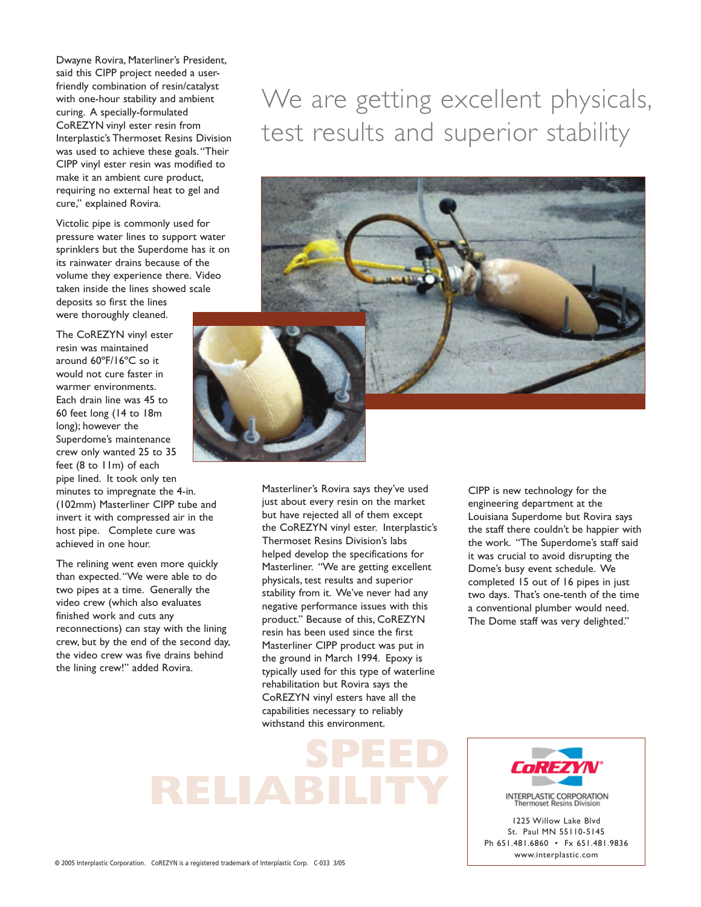Dwayne Rovira, Materliner's President, said this CIPP project needed a user-friendly combination of resin/catalyst with one-hour stability and ambient curing. A specially-formulated CoREZYN vinyl ester resin from Interplastic's Thermoset Resins Division was used to achieve these goals. "Their CIPP vinyl ester resin was modified to make it an ambient cure product, requiring no external heat to gel and cure," explained Rovira.

Victolic pipe is commonly used for pressure water lines to support water sprinklers but the Superdome has it on its rainwater drains because of the volume they experience there. Video taken inside the lines showed scale deposits so first the lines were thoroughly cleaned.

The CoREZYN vinyl ester resin was maintained around 60°F/16°C so it would not cure faster in warmer environments. Each drain line was 45 to 60 feet long (14 to 18m long); however the Superdome's maintenance crew only wanted 25 to 35 feet (8 to 11m) of each pipe lined. It took only ten minutes to impregnate the 4-in. (102mm) Masterliner CIPP tube and invert it with compressed air in the host pipe. Complete cure was achieved in one hour.

The relining went even more quickly than expected. "We were able to do two pipes at a time. Generally the video crew (which also evaluates finished work and cuts any reconnections) can stay with the lining crew, but by the end of the second day, the video crew was five drains behind the lining crew!" added Rovira.

# We are getting excellent physicals, test results and superior stability

Masterliner's Rovira says they've used just about every resin on the market but have rejected all of them except the CoREZYN vinyl ester. Interplastic's Thermoset Resins Division's labs helped develop the specifications for Masterliner. "We are getting excellent physicals, test results and superior stability from it. We've never had any negative performance issues with this product." Because of this, CoREZYN resin has been used since the first Masterliner CIPP product was put in the ground in March 1994. Epoxy is typically used for this type of waterline rehabilitation but Rovira says the CoREZYN vinyl esters have all the capabilities necessary to reliably withstand this environment.

CIPP is new technology for the engineering department at the Louisiana Superdome but Rovira says the staff there couldn't be happier with the work. "The Superdome's staff said it was crucial to avoid disrupting the Dome's busy event schedule. We completed 15 out of 16 pipes in just two days. That's one-tenth of the time a conventional plumber would need. The Dome staff was very delighted."

SPEED
RELIABILITY

CoREZYN®
INTERPLASTIC CORPORATION
Thermoset Resins Division

1225 Willow Lake Blvd
St. Paul MN 55110-5145
Ph 651.481.6860 • Fx 651.481.9836
www.interplastic.com

© 2005 Interplastic Corporation. CoREZYN is a registered trademark of Interplastic Corp. C-033 3/05